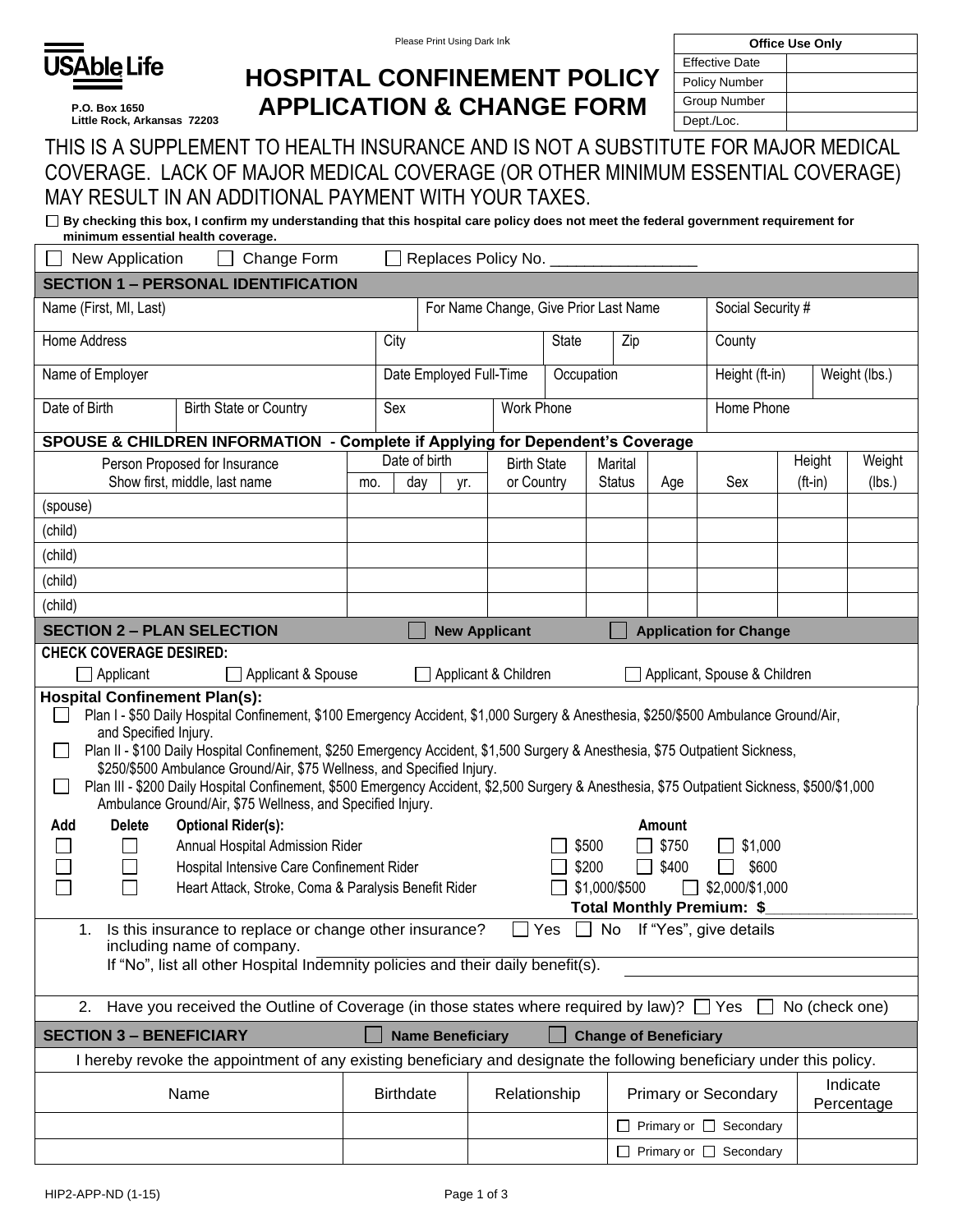USAble Life

P.O. Box 1650
Little Rock, Arkansas 72203

Please Print Using Dark Ink

# HOSPITAL CONFINEMENT POLICY APPLICATION & CHANGE FORM

| Office Use Only | |
|---|---|
| Effective Date | |
| Policy Number | |
| Group Number | |
| Dept./Loc. | |

THIS IS A SUPPLEMENT TO HEALTH INSURANCE AND IS NOT A SUBSTITUTE FOR MAJOR MEDICAL COVERAGE. LACK OF MAJOR MEDICAL COVERAGE (OR OTHER MINIMUM ESSENTIAL COVERAGE) MAY RESULT IN AN ADDITIONAL PAYMENT WITH YOUR TAXES.

☐ **By checking this box, I confirm my understanding that this hospital care policy does not meet the federal government requirement for minimum essential health coverage.**

☐ New Application ☐ Change Form ☐ Replaces Policy No. ________________

## SECTION 1 – PERSONAL IDENTIFICATION

| Name (First, MI, Last) | | For Name Change, Give Prior Last Name | | Social Security # | |
|---|---|---|---|---|---|
| Home Address | City | State | Zip | County | |
| Name of Employer | Date Employed Full-Time | Occupation | | Height (ft-in) | Weight (lbs.) |
| Date of Birth | Birth State or Country | Sex | Work Phone | Home Phone | |

**SPOUSE & CHILDREN INFORMATION - Complete if Applying for Dependent's Coverage**

| Person Proposed for Insurance Show first, middle, last name | Date of birth mo. | day | yr. | Birth State or Country | Marital Status | Age | Sex | Height (ft-in) | Weight (lbs.) |
|---|---|---|---|---|---|---|---|---|---|
| (spouse) | | | | | | | | | |
| (child) | | | | | | | | | |
| (child) | | | | | | | | | |
| (child) | | | | | | | | | |
| (child) | | | | | | | | | |

## SECTION 2 – PLAN SELECTION ☐ New Applicant ☐ Application for Change

**CHECK COVERAGE DESIRED:**

☐ Applicant ☐ Applicant & Spouse ☐ Applicant & Children ☐ Applicant, Spouse & Children

**Hospital Confinement Plan(s):**

☐ Plan I - $50 Daily Hospital Confinement, $100 Emergency Accident, $1,000 Surgery & Anesthesia, $250/$500 Ambulance Ground/Air, and Specified Injury.

☐ Plan II - $100 Daily Hospital Confinement, $250 Emergency Accident, $1,500 Surgery & Anesthesia, $75 Outpatient Sickness, $250/$500 Ambulance Ground/Air, $75 Wellness, and Specified Injury.

☐ Plan III - $200 Daily Hospital Confinement, $500 Emergency Accident, $2,500 Surgery & Anesthesia, $75 Outpatient Sickness, $500/$1,000 Ambulance Ground/Air, $75 Wellness, and Specified Injury.

| Add | Delete | Optional Rider(s): | Amount | | |
|---|---|---|---|---|---|
| ☐ | ☐ | Annual Hospital Admission Rider | ☐ $500 | ☐ $750 | ☐ $1,000 |
| ☐ | ☐ | Hospital Intensive Care Confinement Rider | ☐ $200 | ☐ $400 | ☐ $600 |
| ☐ | ☐ | Heart Attack, Stroke, Coma & Paralysis Benefit Rider | ☐ $1,000/$500 | ☐ $2,000/$1,000 | |

**Total Monthly Premium: $________________**

1. Is this insurance to replace or change other insurance? ☐ Yes ☐ No If "Yes", give details including name of company.
   If "No", list all other Hospital Indemnity policies and their daily benefit(s).

2. Have you received the Outline of Coverage (in those states where required by law)? ☐ Yes ☐ No (check one)

## SECTION 3 – BENEFICIARY ☐ Name Beneficiary ☐ Change of Beneficiary

I hereby revoke the appointment of any existing beneficiary and designate the following beneficiary under this policy.

| Name | Birthdate | Relationship | Primary or Secondary | Indicate Percentage |
|---|---|---|---|---|
| | | | ☐ Primary or ☐ Secondary | |
| | | | ☐ Primary or ☐ Secondary | |

HIP2-APP-ND (1-15)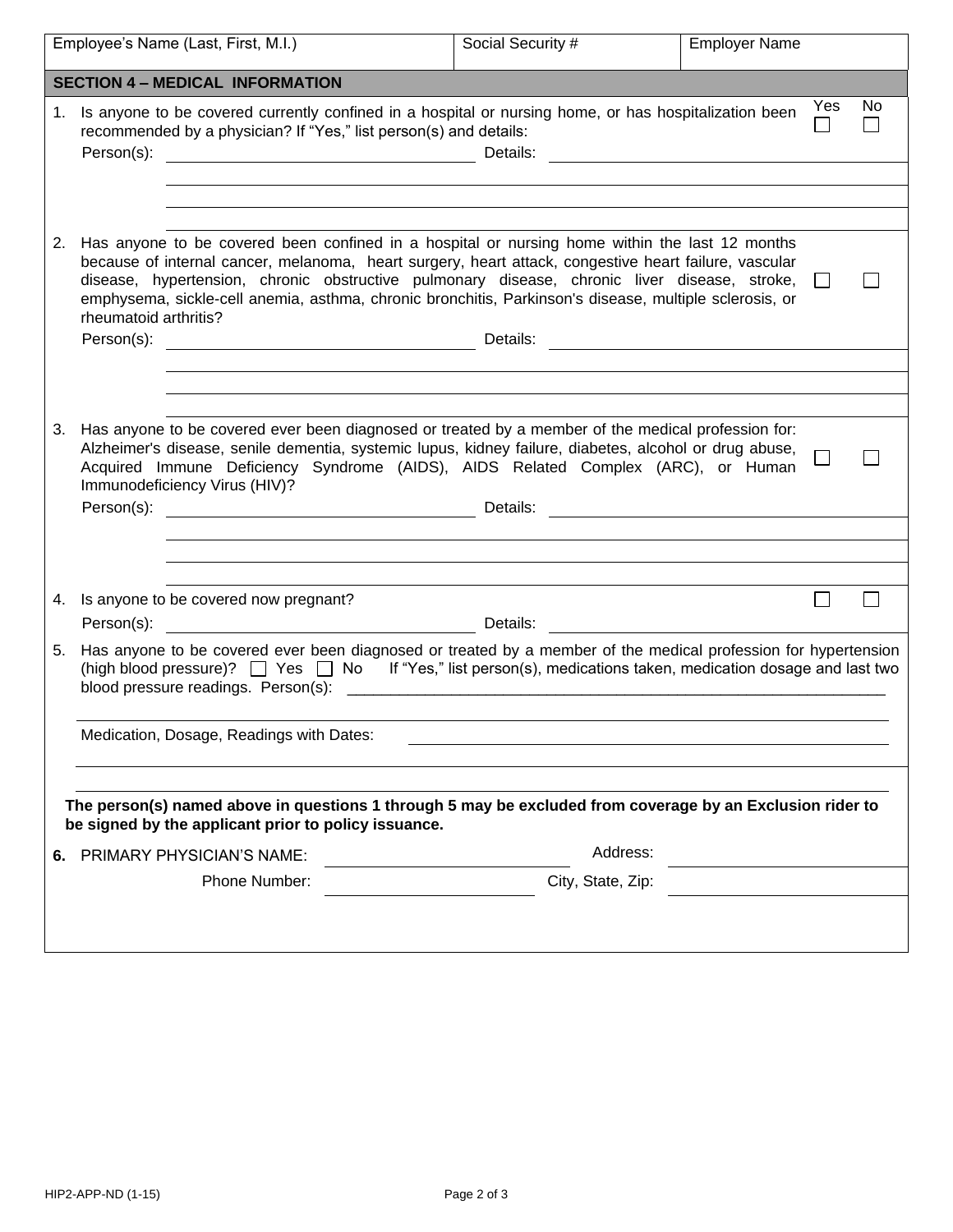| Employee's Name (Last, First, M.I.) | Social Security # | Employer Name |
|---|---|---|
| | | |

## SECTION 4 – MEDICAL INFORMATION

| | Yes | No |
|---|---|---|
| 1. Is anyone to be covered currently confined in a hospital or nursing home, or has hospitalization been recommended by a physician? If "Yes," list person(s) and details: | ☐ | ☐ |

Person(s): ____________________ Details: ____________________

| | Yes | No |
|---|---|---|
| 2. Has anyone to be covered been confined in a hospital or nursing home within the last 12 months because of internal cancer, melanoma, heart surgery, heart attack, congestive heart failure, vascular disease, hypertension, chronic obstructive pulmonary disease, chronic liver disease, stroke, emphysema, sickle-cell anemia, asthma, chronic bronchitis, Parkinson's disease, multiple sclerosis, or rheumatoid arthritis? | ☐ | ☐ |

Person(s): ____________________ Details: ____________________

| | Yes | No |
|---|---|---|
| 3. Has anyone to be covered ever been diagnosed or treated by a member of the medical profession for: Alzheimer's disease, senile dementia, systemic lupus, kidney failure, diabetes, alcohol or drug abuse, Acquired Immune Deficiency Syndrome (AIDS), AIDS Related Complex (ARC), or Human Immunodeficiency Virus (HIV)? | ☐ | ☐ |

Person(s): ____________________ Details: ____________________

| | Yes | No |
|---|---|---|
| 4. Is anyone to be covered now pregnant? | ☐ | ☐ |

Person(s): ____________________ Details: ____________________

5. Has anyone to be covered ever been diagnosed or treated by a member of the medical profession for hypertension (high blood pressure)? ☐ Yes ☐ No If "Yes," list person(s), medications taken, medication dosage and last two blood pressure readings. Person(s): ____________________

Medication, Dosage, Readings with Dates: ____________________

**The person(s) named above in questions 1 through 5 may be excluded from coverage by an Exclusion rider to be signed by the applicant prior to policy issuance.**

**6.** PRIMARY PHYSICIAN'S NAME: ____________________ Address: ____________________

Phone Number: ____________________ City, State, Zip: ____________________

HIP2-APP-ND (1-15)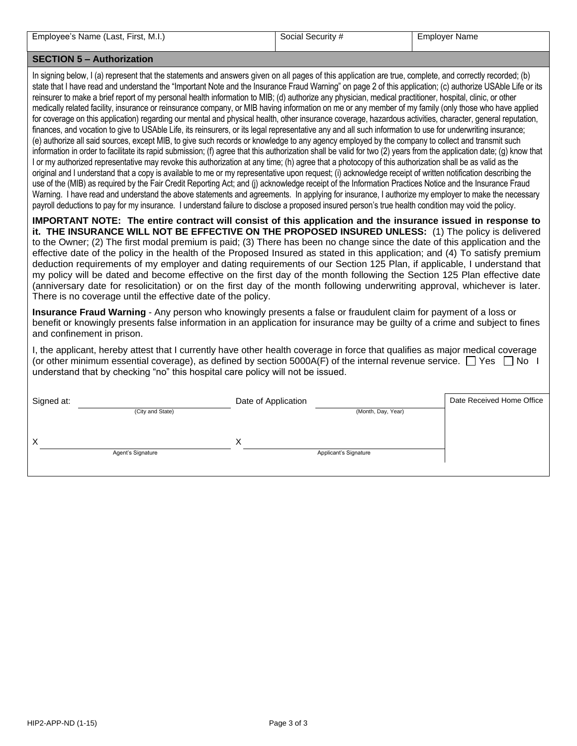| Employee's Name (Last, First, M.I.) | Social Security # | Employer Name |
|---|---|---|
| | | |

## SECTION 5 – Authorization

In signing below, I (a) represent that the statements and answers given on all pages of this application are true, complete, and correctly recorded; (b) state that I have read and understand the "Important Note and the Insurance Fraud Warning" on page 2 of this application; (c) authorize USAble Life or its reinsurer to make a brief report of my personal health information to MIB; (d) authorize any physician, medical practitioner, hospital, clinic, or other medically related facility, insurance or reinsurance company, or MIB having information on me or any member of my family (only those who have applied for coverage on this application) regarding our mental and physical health, other insurance coverage, hazardous activities, character, general reputation, finances, and vocation to give to USAble Life, its reinsurers, or its legal representative any and all such information to use for underwriting insurance; (e) authorize all said sources, except MIB, to give such records or knowledge to any agency employed by the company to collect and transmit such information in order to facilitate its rapid submission; (f) agree that this authorization shall be valid for two (2) years from the application date; (g) know that I or my authorized representative may revoke this authorization at any time; (h) agree that a photocopy of this authorization shall be as valid as the original and I understand that a copy is available to me or my representative upon request; (i) acknowledge receipt of written notification describing the use of the (MIB) as required by the Fair Credit Reporting Act; and (j) acknowledge receipt of the Information Practices Notice and the Insurance Fraud Warning. I have read and understand the above statements and agreements. In applying for insurance, I authorize my employer to make the necessary payroll deductions to pay for my insurance. I understand failure to disclose a proposed insured person's true health condition may void the policy.

**IMPORTANT NOTE: The entire contract will consist of this application and the insurance issued in response to it. THE INSURANCE WILL NOT BE EFFECTIVE ON THE PROPOSED INSURED UNLESS:** (1) The policy is delivered to the Owner; (2) The first modal premium is paid; (3) There has been no change since the date of this application and the effective date of the policy in the health of the Proposed Insured as stated in this application; and (4) To satisfy premium deduction requirements of my employer and dating requirements of our Section 125 Plan, if applicable, I understand that my policy will be dated and become effective on the first day of the month following the Section 125 Plan effective date (anniversary date for resolicitation) or on the first day of the month following underwriting approval, whichever is later. There is no coverage until the effective date of the policy.

**Insurance Fraud Warning** - Any person who knowingly presents a false or fraudulent claim for payment of a loss or benefit or knowingly presents false information in an application for insurance may be guilty of a crime and subject to fines and confinement in prison.

I, the applicant, hereby attest that I currently have other health coverage in force that qualifies as major medical coverage (or other minimum essential coverage), as defined by section 5000A(F) of the internal revenue service. ☐ Yes ☐ No I understand that by checking "no" this hospital care policy will not be issued.

Signed at: ______________________ (City and State)

Date of Application ______________________ (Month, Day, Year)

Date Received Home Office

X ______________________ Agent's Signature

X ______________________ Applicant's Signature

HIP2-APP-ND (1-15)